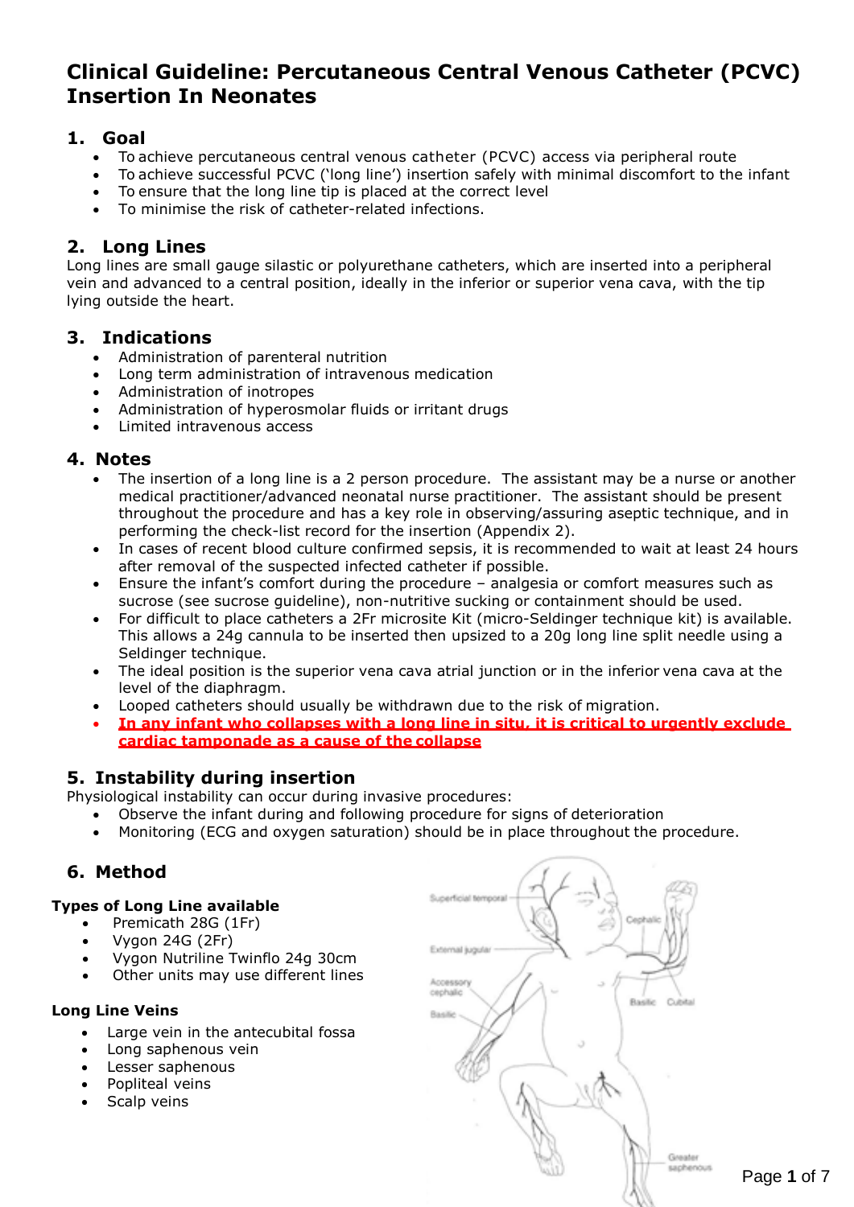# Clinical Guideline: Percutaneous Central Venous Catheter (PCVC) Insertion In Neonates

## 1. Goal

- To achieve percutaneous central venous catheter (PCVC) access via peripheral route
- To achieve successful PCVC ('long line') insertion safely with minimal discomfort to the infant
- To ensure that the long line tip is placed at the correct level
- To minimise the risk of catheter-related infections.

## 2. Long Lines

Long lines are small gauge silastic or polyurethane catheters, which are inserted into a peripheral vein and advanced to a central position, ideally in the inferior or superior vena cava, with the tip lying outside the heart.

## 3. Indications

- Administration of parenteral nutrition
- Long term administration of intravenous medication
- Administration of inotropes
- Administration of hyperosmolar fluids or irritant drugs
- Limited intravenous access

## 4. Notes

- The insertion of a long line is a 2 person procedure. The assistant may be a nurse or another medical practitioner/advanced neonatal nurse practitioner. The assistant should be present throughout the procedure and has a key role in observing/assuring aseptic technique, and in performing the check-list record for the insertion (Appendix 2).
- In cases of recent blood culture confirmed sepsis, it is recommended to wait at least 24 hours after removal of the suspected infected catheter if possible.
- Ensure the infant's comfort during the procedure – analgesia or comfort measures such as sucrose (see sucrose guideline), non-nutritive sucking or containment should be used.
- For difficult to place catheters a 2Fr microsite Kit (micro-Seldinger technique kit) is available. This allows a 24g cannula to be inserted then upsized to a 20g long line split needle using a Seldinger technique.
- The ideal position is the superior vena cava atrial junction or in the inferior vena cava at the level of the diaphragm.
- Looped catheters should usually be withdrawn due to the risk of migration.
- **In any infant who collapses with a long line in situ, it is critical to urgently exclude cardiac tamponade as a cause of the collapse**

## 5. Instability during insertion

Physiological instability can occur during invasive procedures:

- Observe the infant during and following procedure for signs of deterioration
- Monitoring (ECG and oxygen saturation) should be in place throughout the procedure.

## 6. Method

### Types of Long Line available

- Premicath 28G (1Fr)
- Vygon 24G (2Fr)
- Vygon Nutriline Twinflo 24g 30cm
- Other units may use different lines

### Long Line Veins

- Large vein in the antecubital fossa
- Long saphenous vein
- Lesser saphenous
- Popliteal veins
- Scalp veins

Superficial temporal
External jugular
Accessory cephalic
Basilic
Cephalic
Basilic
Cubital
Greater saphenous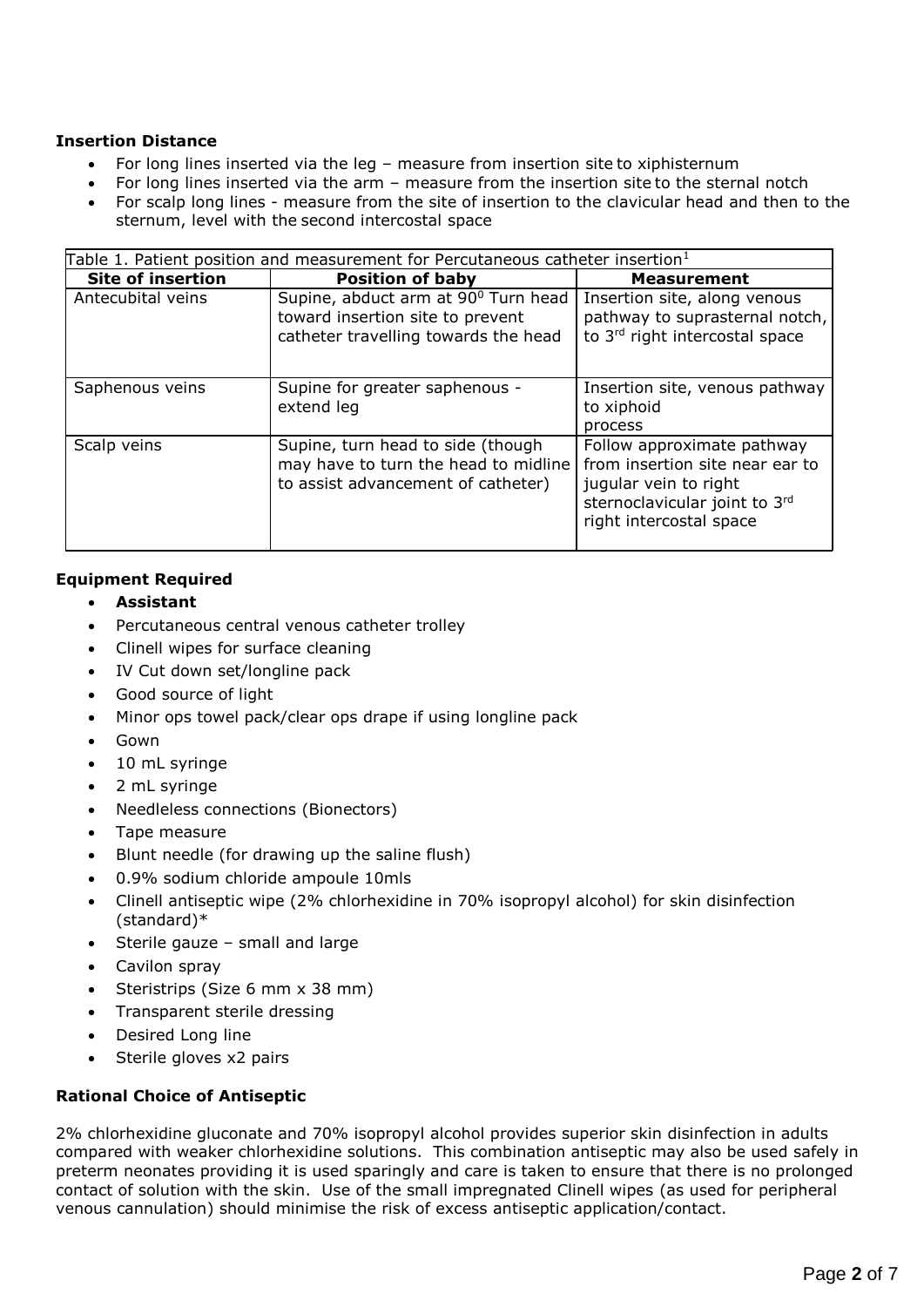**Insertion Distance**

- For long lines inserted via the leg – measure from insertion site to xiphisternum
- For long lines inserted via the arm – measure from the insertion site to the sternal notch
- For scalp long lines - measure from the site of insertion to the clavicular head and then to the sternum, level with the second intercostal space

Table 1. Patient position and measurement for Percutaneous catheter insertion[1]

| Site of insertion | Position of baby | Measurement |
|---|---|---|
| Antecubital veins | Supine, abduct arm at $90^0$ Turn head toward insertion site to prevent catheter travelling towards the head | Insertion site, along venous pathway to suprasternal notch, to 3rd right intercostal space |
| Saphenous veins | Supine for greater saphenous - extend leg | Insertion site, venous pathway to xiphoid process |
| Scalp veins | Supine, turn head to side (though may have to turn the head to midline to assist advancement of catheter) | Follow approximate pathway from insertion site near ear to jugular vein to right sternoclavicular joint to 3rd right intercostal space |

**Equipment Required**

- **Assistant**
- Percutaneous central venous catheter trolley
- Clinell wipes for surface cleaning
- IV Cut down set/longline pack
- Good source of light
- Minor ops towel pack/clear ops drape if using longline pack
- Gown
- 10 mL syringe
- 2 mL syringe
- Needleless connections (Bionectors)
- Tape measure
- Blunt needle (for drawing up the saline flush)
- 0.9% sodium chloride ampoule 10mls
- Clinell antiseptic wipe (2% chlorhexidine in 70% isopropyl alcohol) for skin disinfection (standard)*
- Sterile gauze – small and large
- Cavilon spray
- Steristrips (Size 6 mm x 38 mm)
- Transparent sterile dressing
- Desired Long line
- Sterile gloves x2 pairs

**Rational Choice of Antiseptic**

2% chlorhexidine gluconate and 70% isopropyl alcohol provides superior skin disinfection in adults compared with weaker chlorhexidine solutions. This combination antiseptic may also be used safely in preterm neonates providing it is used sparingly and care is taken to ensure that there is no prolonged contact of solution with the skin. Use of the small impregnated Clinell wipes (as used for peripheral venous cannulation) should minimise the risk of excess antiseptic application/contact.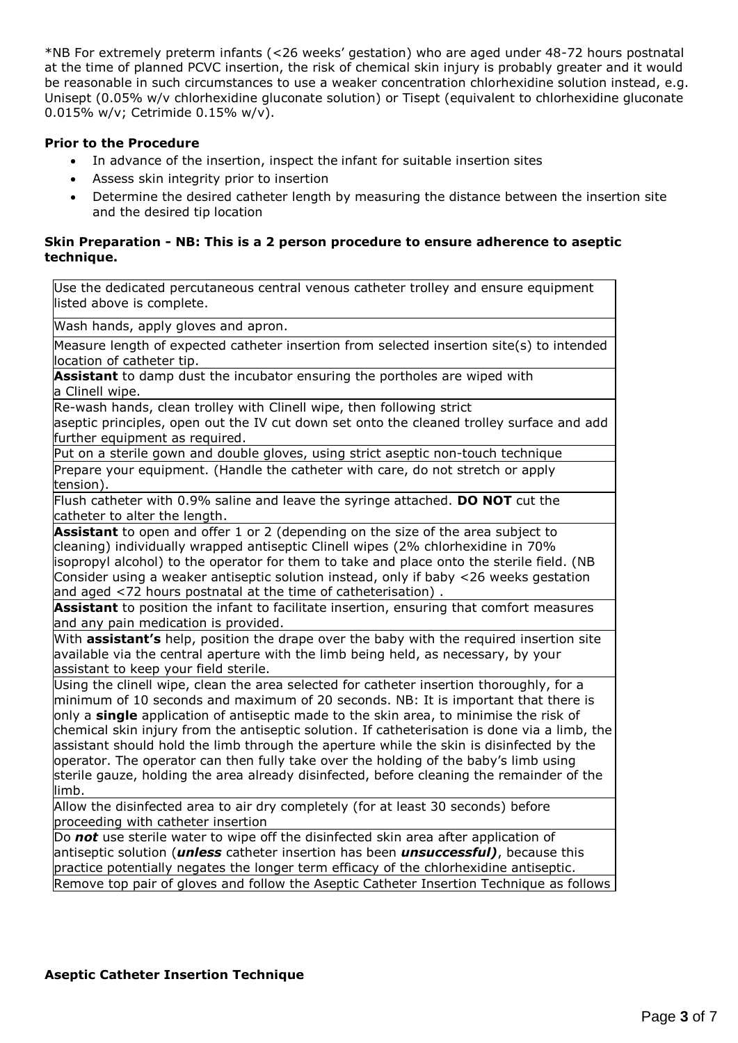*NB For extremely preterm infants (<26 weeks' gestation) who are aged under 48-72 hours postnatal at the time of planned PCVC insertion, the risk of chemical skin injury is probably greater and it would be reasonable in such circumstances to use a weaker concentration chlorhexidine solution instead, e.g. Unisept (0.05% w/v chlorhexidine gluconate solution) or Tisept (equivalent to chlorhexidine gluconate 0.015% w/v; Cetrimide 0.15% w/v).

**Prior to the Procedure**

- In advance of the insertion, inspect the infant for suitable insertion sites
- Assess skin integrity prior to insertion
- Determine the desired catheter length by measuring the distance between the insertion site and the desired tip location

**Skin Preparation - NB: This is a 2 person procedure to ensure adherence to aseptic technique.**

| |
|---|
| Use the dedicated percutaneous central venous catheter trolley and ensure equipment listed above is complete. |
| Wash hands, apply gloves and apron. |
| Measure length of expected catheter insertion from selected insertion site(s) to intended location of catheter tip. |
| **Assistant** to damp dust the incubator ensuring the portholes are wiped with a Clinell wipe. |
| Re-wash hands, clean trolley with Clinell wipe, then following strict aseptic principles, open out the IV cut down set onto the cleaned trolley surface and add further equipment as required. |
| Put on a sterile gown and double gloves, using strict aseptic non-touch technique |
| Prepare your equipment. (Handle the catheter with care, do not stretch or apply tension). |
| Flush catheter with 0.9% saline and leave the syringe attached. **DO NOT** cut the catheter to alter the length. |
| **Assistant** to open and offer 1 or 2 (depending on the size of the area subject to cleaning) individually wrapped antiseptic Clinell wipes (2% chlorhexidine in 70% isopropyl alcohol) to the operator for them to take and place onto the sterile field. (NB Consider using a weaker antiseptic solution instead, only if baby <26 weeks gestation and aged <72 hours postnatal at the time of catheterisation) . |
| **Assistant** to position the infant to facilitate insertion, ensuring that comfort measures and any pain medication is provided. |
| With **assistant's** help, position the drape over the baby with the required insertion site available via the central aperture with the limb being held, as necessary, by your assistant to keep your field sterile. |
| Using the clinell wipe, clean the area selected for catheter insertion thoroughly, for a minimum of 10 seconds and maximum of 20 seconds. NB: It is important that there is only a **single** application of antiseptic made to the skin area, to minimise the risk of chemical skin injury from the antiseptic solution. If catheterisation is done via a limb, the assistant should hold the limb through the aperture while the skin is disinfected by the operator. The operator can then fully take over the holding of the baby's limb using sterile gauze, holding the area already disinfected, before cleaning the remainder of the limb. |
| Allow the disinfected area to air dry completely (for at least 30 seconds) before proceeding with catheter insertion |
| Do ***not*** use sterile water to wipe off the disinfected skin area after application of antiseptic solution (***unless*** catheter insertion has been ***unsuccessful)***, because this practice potentially negates the longer term efficacy of the chlorhexidine antiseptic. |
| Remove top pair of gloves and follow the Aseptic Catheter Insertion Technique as follows |

**Aseptic Catheter Insertion Technique**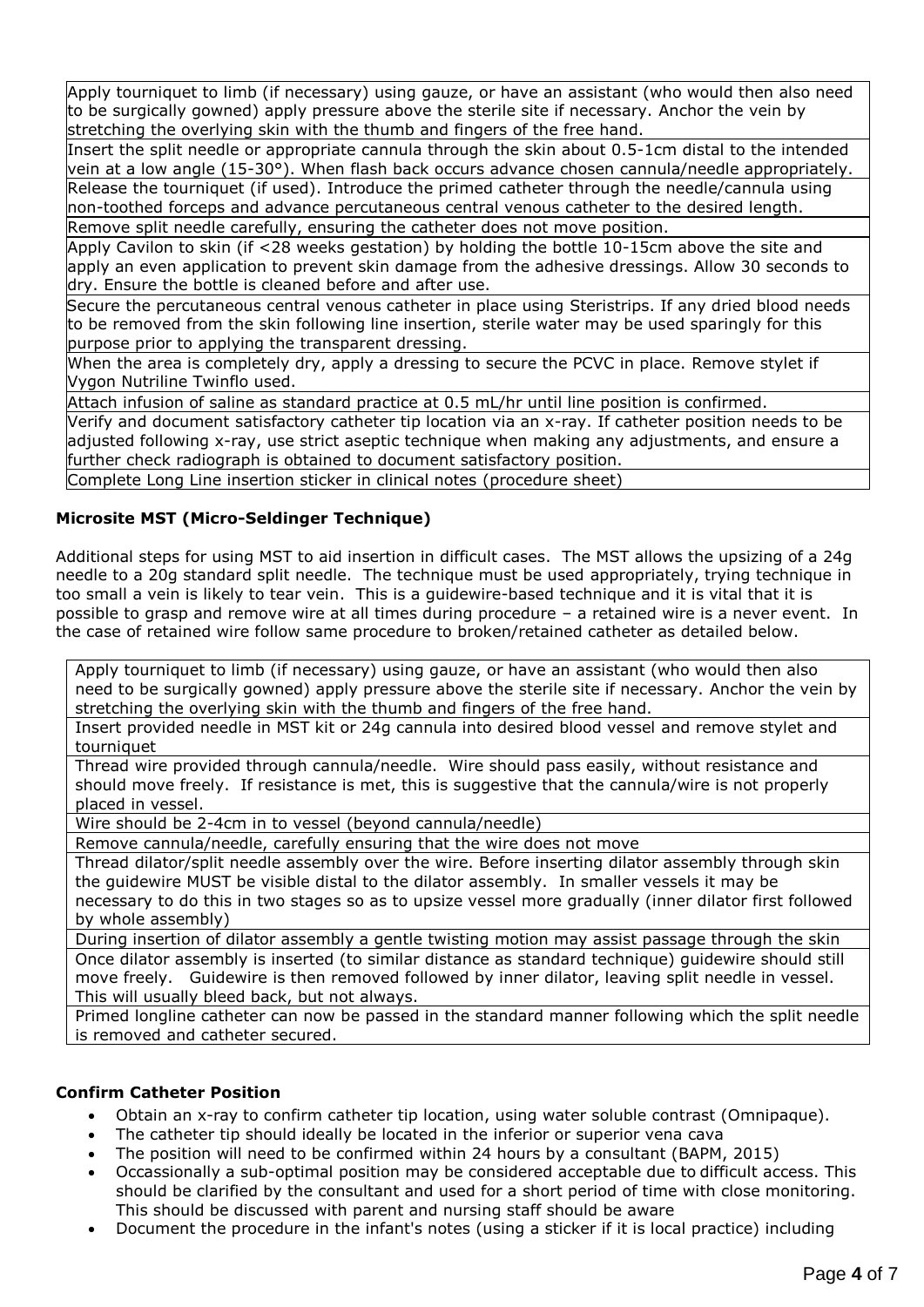| |
|---|
| Apply tourniquet to limb (if necessary) using gauze, or have an assistant (who would then also need to be surgically gowned) apply pressure above the sterile site if necessary. Anchor the vein by stretching the overlying skin with the thumb and fingers of the free hand. |
| Insert the split needle or appropriate cannula through the skin about 0.5-1cm distal to the intended vein at a low angle (15-30°). When flash back occurs advance chosen cannula/needle appropriately. |
| Release the tourniquet (if used). Introduce the primed catheter through the needle/cannula using non-toothed forceps and advance percutaneous central venous catheter to the desired length. |
| Remove split needle carefully, ensuring the catheter does not move position. |
| Apply Cavilon to skin (if <28 weeks gestation) by holding the bottle 10-15cm above the site and apply an even application to prevent skin damage from the adhesive dressings. Allow 30 seconds to dry. Ensure the bottle is cleaned before and after use. |
| Secure the percutaneous central venous catheter in place using Steristrips. If any dried blood needs to be removed from the skin following line insertion, sterile water may be used sparingly for this purpose prior to applying the transparent dressing. |
| When the area is completely dry, apply a dressing to secure the PCVC in place. Remove stylet if Vygon Nutriline Twinflo used. |
| Attach infusion of saline as standard practice at 0.5 mL/hr until line position is confirmed. |
| Verify and document satisfactory catheter tip location via an x-ray. If catheter position needs to be adjusted following x-ray, use strict aseptic technique when making any adjustments, and ensure a further check radiograph is obtained to document satisfactory position. |
| Complete Long Line insertion sticker in clinical notes (procedure sheet) |

**Microsite MST (Micro-Seldinger Technique)**

Additional steps for using MST to aid insertion in difficult cases. The MST allows the upsizing of a 24g needle to a 20g standard split needle. The technique must be used appropriately, trying technique in too small a vein is likely to tear vein. This is a guidewire-based technique and it is vital that it is possible to grasp and remove wire at all times during procedure – a retained wire is a never event. In the case of retained wire follow same procedure to broken/retained catheter as detailed below.

| |
|---|
| Apply tourniquet to limb (if necessary) using gauze, or have an assistant (who would then also need to be surgically gowned) apply pressure above the sterile site if necessary. Anchor the vein by stretching the overlying skin with the thumb and fingers of the free hand. |
| Insert provided needle in MST kit or 24g cannula into desired blood vessel and remove stylet and tourniquet |
| Thread wire provided through cannula/needle. Wire should pass easily, without resistance and should move freely. If resistance is met, this is suggestive that the cannula/wire is not properly placed in vessel. |
| Wire should be 2-4cm in to vessel (beyond cannula/needle) |
| Remove cannula/needle, carefully ensuring that the wire does not move |
| Thread dilator/split needle assembly over the wire. Before inserting dilator assembly through skin the guidewire MUST be visible distal to the dilator assembly. In smaller vessels it may be necessary to do this in two stages so as to upsize vessel more gradually (inner dilator first followed by whole assembly) |
| During insertion of dilator assembly a gentle twisting motion may assist passage through the skin |
| Once dilator assembly is inserted (to similar distance as standard technique) guidewire should still move freely. Guidewire is then removed followed by inner dilator, leaving split needle in vessel. This will usually bleed back, but not always. |
| Primed longline catheter can now be passed in the standard manner following which the split needle is removed and catheter secured. |

**Confirm Catheter Position**

- Obtain an x-ray to confirm catheter tip location, using water soluble contrast (Omnipaque).
- The catheter tip should ideally be located in the inferior or superior vena cava
- The position will need to be confirmed within 24 hours by a consultant (BAPM, 2015)
- Occassionally a sub-optimal position may be considered acceptable due to difficult access. This should be clarified by the consultant and used for a short period of time with close monitoring. This should be discussed with parent and nursing staff should be aware
- Document the procedure in the infant's notes (using a sticker if it is local practice) including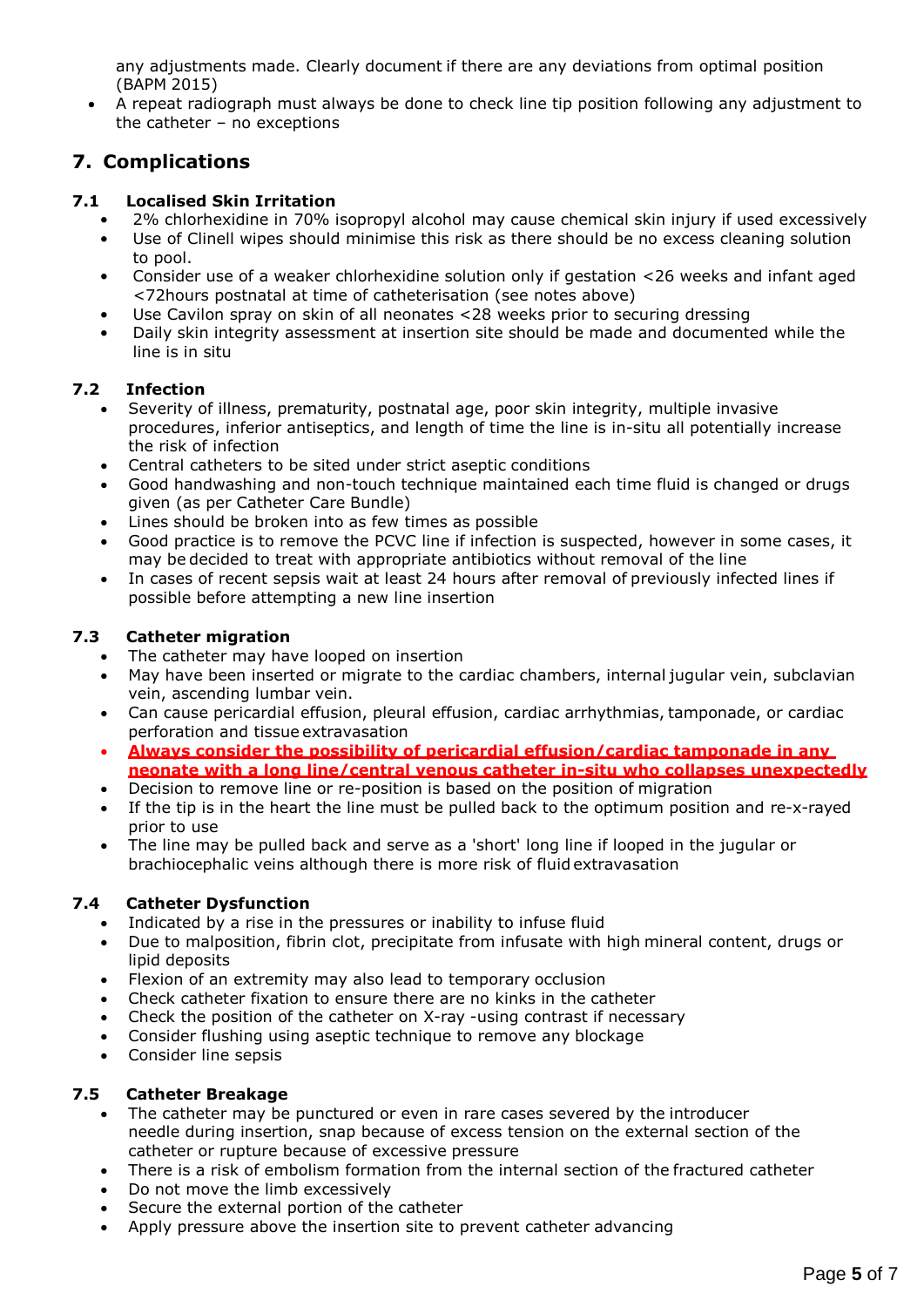any adjustments made. Clearly document if there are any deviations from optimal position (BAPM 2015)

- A repeat radiograph must always be done to check line tip position following any adjustment to the catheter – no exceptions

## 7. Complications

### 7.1 Localised Skin Irritation

- 2% chlorhexidine in 70% isopropyl alcohol may cause chemical skin injury if used excessively
- Use of Clinell wipes should minimise this risk as there should be no excess cleaning solution to pool.
- Consider use of a weaker chlorhexidine solution only if gestation <26 weeks and infant aged <72hours postnatal at time of catheterisation (see notes above)
- Use Cavilon spray on skin of all neonates <28 weeks prior to securing dressing
- Daily skin integrity assessment at insertion site should be made and documented while the line is in situ

### 7.2 Infection

- Severity of illness, prematurity, postnatal age, poor skin integrity, multiple invasive procedures, inferior antiseptics, and length of time the line is in-situ all potentially increase the risk of infection
- Central catheters to be sited under strict aseptic conditions
- Good handwashing and non-touch technique maintained each time fluid is changed or drugs given (as per Catheter Care Bundle)
- Lines should be broken into as few times as possible
- Good practice is to remove the PCVC line if infection is suspected, however in some cases, it may be decided to treat with appropriate antibiotics without removal of the line
- In cases of recent sepsis wait at least 24 hours after removal of previously infected lines if possible before attempting a new line insertion

### 7.3 Catheter migration

- The catheter may have looped on insertion
- May have been inserted or migrate to the cardiac chambers, internal jugular vein, subclavian vein, ascending lumbar vein.
- Can cause pericardial effusion, pleural effusion, cardiac arrhythmias, tamponade, or cardiac perforation and tissue extravasation
- **Always consider the possibility of pericardial effusion/cardiac tamponade in any neonate with a long line/central venous catheter in-situ who collapses unexpectedly**
- Decision to remove line or re-position is based on the position of migration
- If the tip is in the heart the line must be pulled back to the optimum position and re-x-rayed prior to use
- The line may be pulled back and serve as a 'short' long line if looped in the jugular or brachiocephalic veins although there is more risk of fluid extravasation

### 7.4 Catheter Dysfunction

- Indicated by a rise in the pressures or inability to infuse fluid
- Due to malposition, fibrin clot, precipitate from infusate with high mineral content, drugs or lipid deposits
- Flexion of an extremity may also lead to temporary occlusion
- Check catheter fixation to ensure there are no kinks in the catheter
- Check the position of the catheter on X-ray -using contrast if necessary
- Consider flushing using aseptic technique to remove any blockage
- Consider line sepsis

### 7.5 Catheter Breakage

- The catheter may be punctured or even in rare cases severed by the introducer needle during insertion, snap because of excess tension on the external section of the catheter or rupture because of excessive pressure
- There is a risk of embolism formation from the internal section of the fractured catheter
- Do not move the limb excessively
- Secure the external portion of the catheter
- Apply pressure above the insertion site to prevent catheter advancing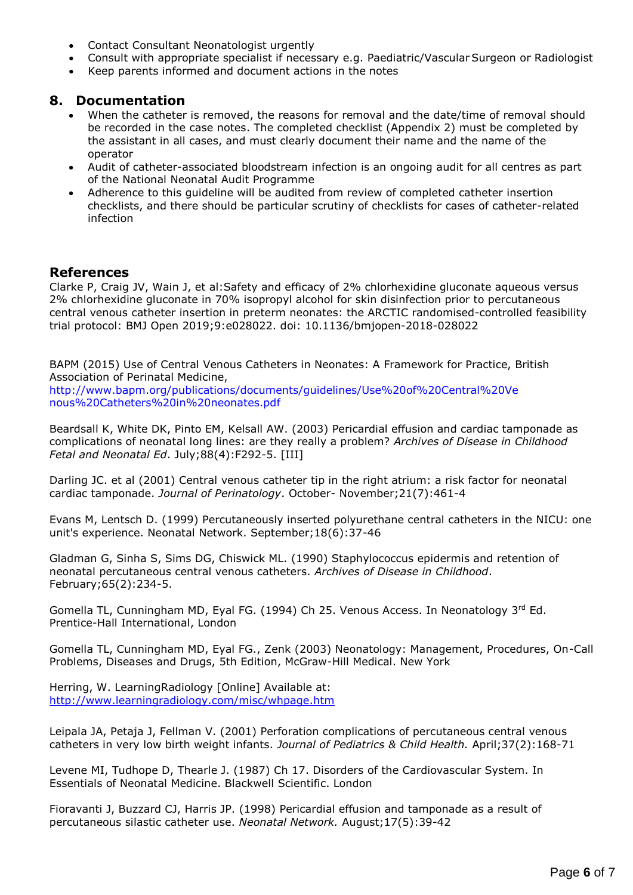- Contact Consultant Neonatologist urgently
- Consult with appropriate specialist if necessary e.g. Paediatric/Vascular Surgeon or Radiologist
- Keep parents informed and document actions in the notes

## 8. Documentation

- When the catheter is removed, the reasons for removal and the date/time of removal should be recorded in the case notes. The completed checklist (Appendix 2) must be completed by the assistant in all cases, and must clearly document their name and the name of the operator
- Audit of catheter-associated bloodstream infection is an ongoing audit for all centres as part of the National Neonatal Audit Programme
- Adherence to this guideline will be audited from review of completed catheter insertion checklists, and there should be particular scrutiny of checklists for cases of catheter-related infection

## References

Clarke P, Craig JV, Wain J, et al:Safety and efficacy of 2% chlorhexidine gluconate aqueous versus 2% chlorhexidine gluconate in 70% isopropyl alcohol for skin disinfection prior to percutaneous central venous catheter insertion in preterm neonates: the ARCTIC randomised-controlled feasibility trial protocol: BMJ Open 2019;9:e028022. doi: 10.1136/bmjopen-2018-028022

BAPM (2015) Use of Central Venous Catheters in Neonates: A Framework for Practice, British Association of Perinatal Medicine, http://www.bapm.org/publications/documents/guidelines/Use%20of%20Central%20Venous%20Catheters%20in%20neonates.pdf

Beardsall K, White DK, Pinto EM, Kelsall AW. (2003) Pericardial effusion and cardiac tamponade as complications of neonatal long lines: are they really a problem? *Archives of Disease in Childhood Fetal and Neonatal Ed*. July;88(4):F292-5. [III]

Darling JC. et al (2001) Central venous catheter tip in the right atrium: a risk factor for neonatal cardiac tamponade. *Journal of Perinatology*. October- November;21(7):461-4

Evans M, Lentsch D. (1999) Percutaneously inserted polyurethane central catheters in the NICU: one unit's experience. Neonatal Network. September;18(6):37-46

Gladman G, Sinha S, Sims DG, Chiswick ML. (1990) Staphylococcus epidermis and retention of neonatal percutaneous central venous catheters. *Archives of Disease in Childhood*. February;65(2):234-5.

Gomella TL, Cunningham MD, Eyal FG. (1994) Ch 25. Venous Access. In Neonatology 3rd Ed. Prentice-Hall International, London

Gomella TL, Cunningham MD, Eyal FG., Zenk (2003) Neonatology: Management, Procedures, On-Call Problems, Diseases and Drugs, 5th Edition, McGraw-Hill Medical. New York

Herring, W. LearningRadiology [Online] Available at: http://www.learningradiology.com/misc/whpage.htm

Leipala JA, Petaja J, Fellman V. (2001) Perforation complications of percutaneous central venous catheters in very low birth weight infants. *Journal of Pediatrics & Child Health.* April;37(2):168-71

Levene MI, Tudhope D, Thearle J. (1987) Ch 17. Disorders of the Cardiovascular System. In Essentials of Neonatal Medicine. Blackwell Scientific. London

Fioravanti J, Buzzard CJ, Harris JP. (1998) Pericardial effusion and tamponade as a result of percutaneous silastic catheter use. *Neonatal Network.* August;17(5):39-42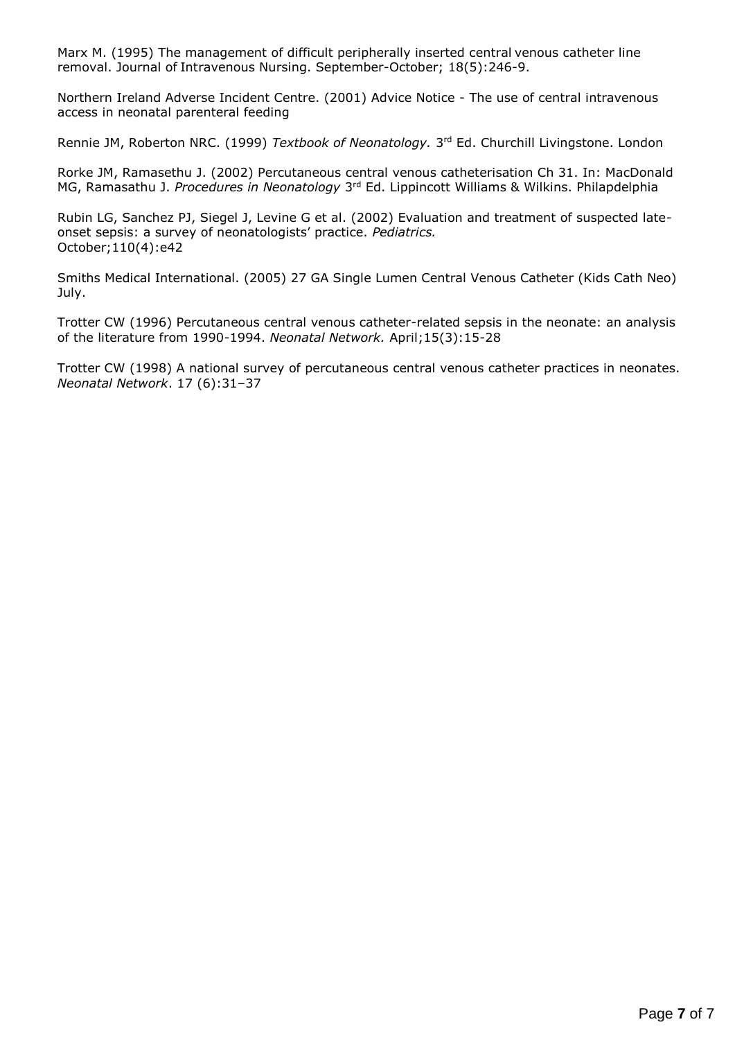Marx M. (1995) The management of difficult peripherally inserted central venous catheter line removal. Journal of Intravenous Nursing. September-October; 18(5):246-9.

Northern Ireland Adverse Incident Centre. (2001) Advice Notice - The use of central intravenous access in neonatal parenteral feeding

Rennie JM, Roberton NRC. (1999) *Textbook of Neonatology.* 3rd Ed. Churchill Livingstone. London

Rorke JM, Ramasethu J. (2002) Percutaneous central venous catheterisation Ch 31. In: MacDonald MG, Ramasathu J. *Procedures in Neonatology* 3rd Ed. Lippincott Williams & Wilkins. Philapdelphia

Rubin LG, Sanchez PJ, Siegel J, Levine G et al. (2002) Evaluation and treatment of suspected late-onset sepsis: a survey of neonatologists' practice. *Pediatrics.* October;110(4):e42

Smiths Medical International. (2005) 27 GA Single Lumen Central Venous Catheter (Kids Cath Neo) July.

Trotter CW (1996) Percutaneous central venous catheter-related sepsis in the neonate: an analysis of the literature from 1990-1994. *Neonatal Network.* April;15(3):15-28

Trotter CW (1998) A national survey of percutaneous central venous catheter practices in neonates. *Neonatal Network*. 17 (6):31–37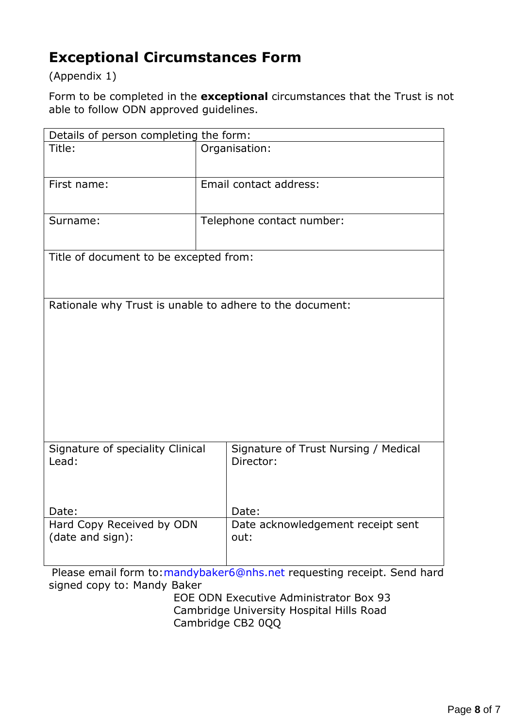## Exceptional Circumstances Form

(Appendix 1)

Form to be completed in the **exceptional** circumstances that the Trust is not able to follow ODN approved guidelines.

| Details of person completing the form: | |
|---|---|
| Title: | Organisation: |
| First name: | Email contact address: |
| Surname: | Telephone contact number: |
| Title of document to be excepted from: | |
| Rationale why Trust is unable to adhere to the document: | |
| Signature of speciality Clinical Lead:<br><br>Date: | Signature of Trust Nursing / Medical Director:<br><br>Date: |
| Hard Copy Received by ODN (date and sign): | Date acknowledgement receipt sent out: |

Please email form to: mandybaker6@nhs.net requesting receipt. Send hard signed copy to: Mandy Baker
EOE ODN Executive Administrator Box 93
Cambridge University Hospital Hills Road
Cambridge CB2 0QQ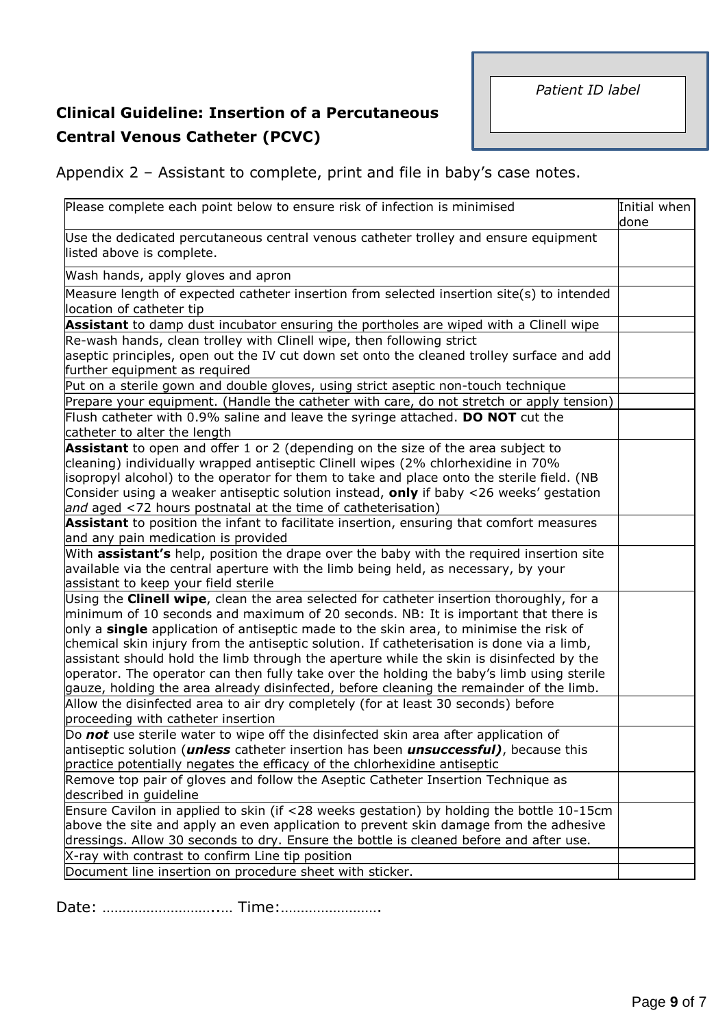Patient ID label

**Clinical Guideline: Insertion of a Percutaneous Central Venous Catheter (PCVC)**

Appendix 2 – Assistant to complete, print and file in baby's case notes.

| Please complete each point below to ensure risk of infection is minimised | Initial when done |
|---|---|
| Use the dedicated percutaneous central venous catheter trolley and ensure equipment listed above is complete. | |
| Wash hands, apply gloves and apron | |
| Measure length of expected catheter insertion from selected insertion site(s) to intended location of catheter tip | |
| **Assistant** to damp dust incubator ensuring the portholes are wiped with a Clinell wipe | |
| Re-wash hands, clean trolley with Clinell wipe, then following strict aseptic principles, open out the IV cut down set onto the cleaned trolley surface and add further equipment as required | |
| Put on a sterile gown and double gloves, using strict aseptic non-touch technique | |
| Prepare your equipment. (Handle the catheter with care, do not stretch or apply tension) | |
| Flush catheter with 0.9% saline and leave the syringe attached. **DO NOT** cut the catheter to alter the length | |
| **Assistant** to open and offer 1 or 2 (depending on the size of the area subject to cleaning) individually wrapped antiseptic Clinell wipes (2% chlorhexidine in 70% isopropyl alcohol) to the operator for them to take and place onto the sterile field. (NB Consider using a weaker antiseptic solution instead, **only** if baby <26 weeks' gestation *and* aged <72 hours postnatal at the time of catheterisation) | |
| **Assistant** to position the infant to facilitate insertion, ensuring that comfort measures and any pain medication is provided | |
| With **assistant's** help, position the drape over the baby with the required insertion site available via the central aperture with the limb being held, as necessary, by your assistant to keep your field sterile | |
| Using the **Clinell wipe**, clean the area selected for catheter insertion thoroughly, for a minimum of 10 seconds and maximum of 20 seconds. NB: It is important that there is only a **single** application of antiseptic made to the skin area, to minimise the risk of chemical skin injury from the antiseptic solution. If catheterisation is done via a limb, assistant should hold the limb through the aperture while the skin is disinfected by the operator. The operator can then fully take over the holding the baby's limb using sterile gauze, holding the area already disinfected, before cleaning the remainder of the limb. | |
| Allow the disinfected area to air dry completely (for at least 30 seconds) before proceeding with catheter insertion | |
| Do ***not*** use sterile water to wipe off the disinfected skin area after application of antiseptic solution (***unless*** catheter insertion has been ***unsuccessful)***, because this practice potentially negates the efficacy of the chlorhexidine antiseptic | |
| Remove top pair of gloves and follow the Aseptic Catheter Insertion Technique as described in guideline | |
| Ensure Cavilon in applied to skin (if <28 weeks gestation) by holding the bottle 10-15cm above the site and apply an even application to prevent skin damage from the adhesive dressings. Allow 30 seconds to dry. Ensure the bottle is cleaned before and after use. | |
| X-ray with contrast to confirm Line tip position | |
| Document line insertion on procedure sheet with sticker. | |

Date: ……………………….… Time:…………………….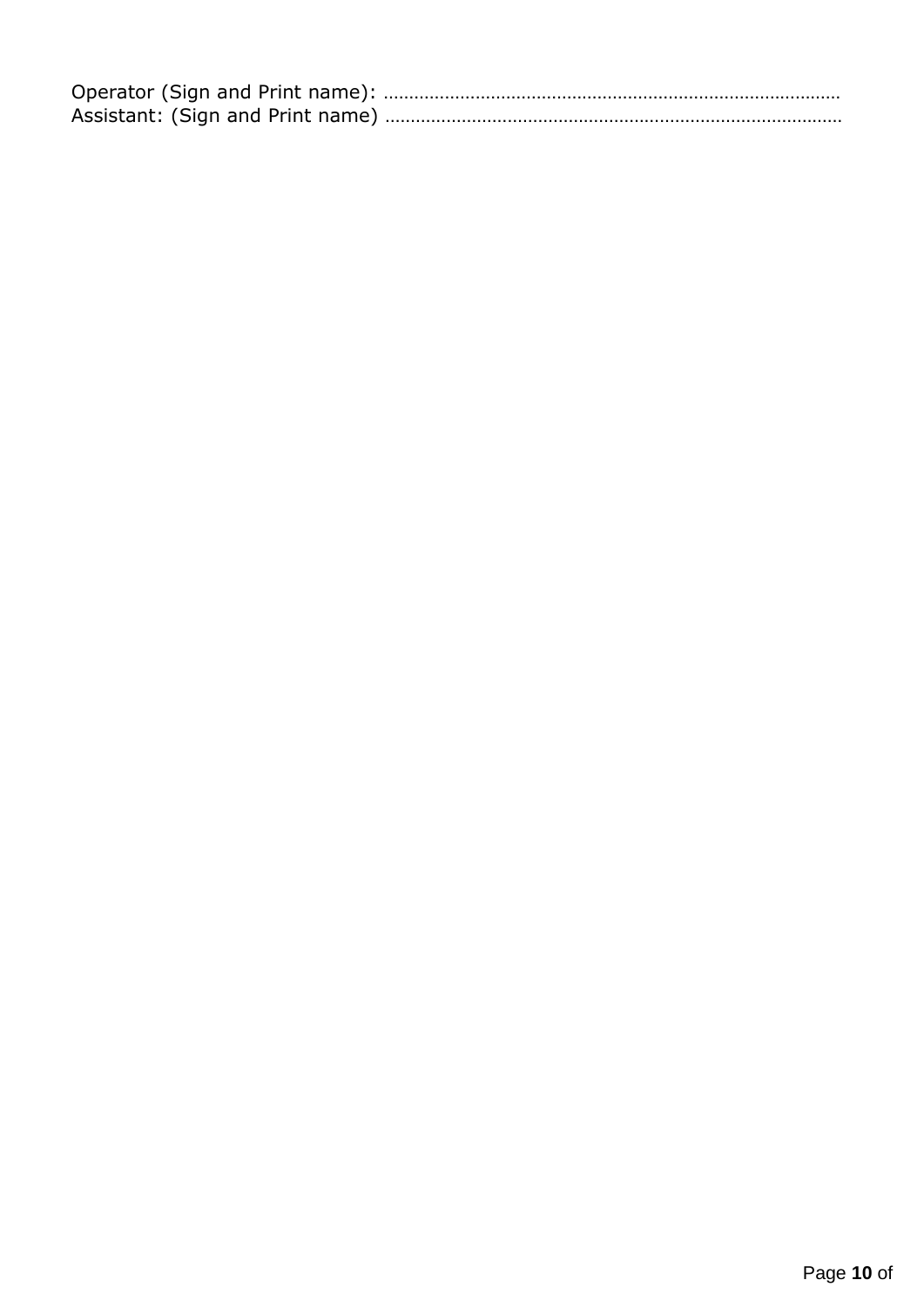Operator (Sign and Print name): ………………………………………………………………………………
Assistant: (Sign and Print name) ………………………………………………………………………………